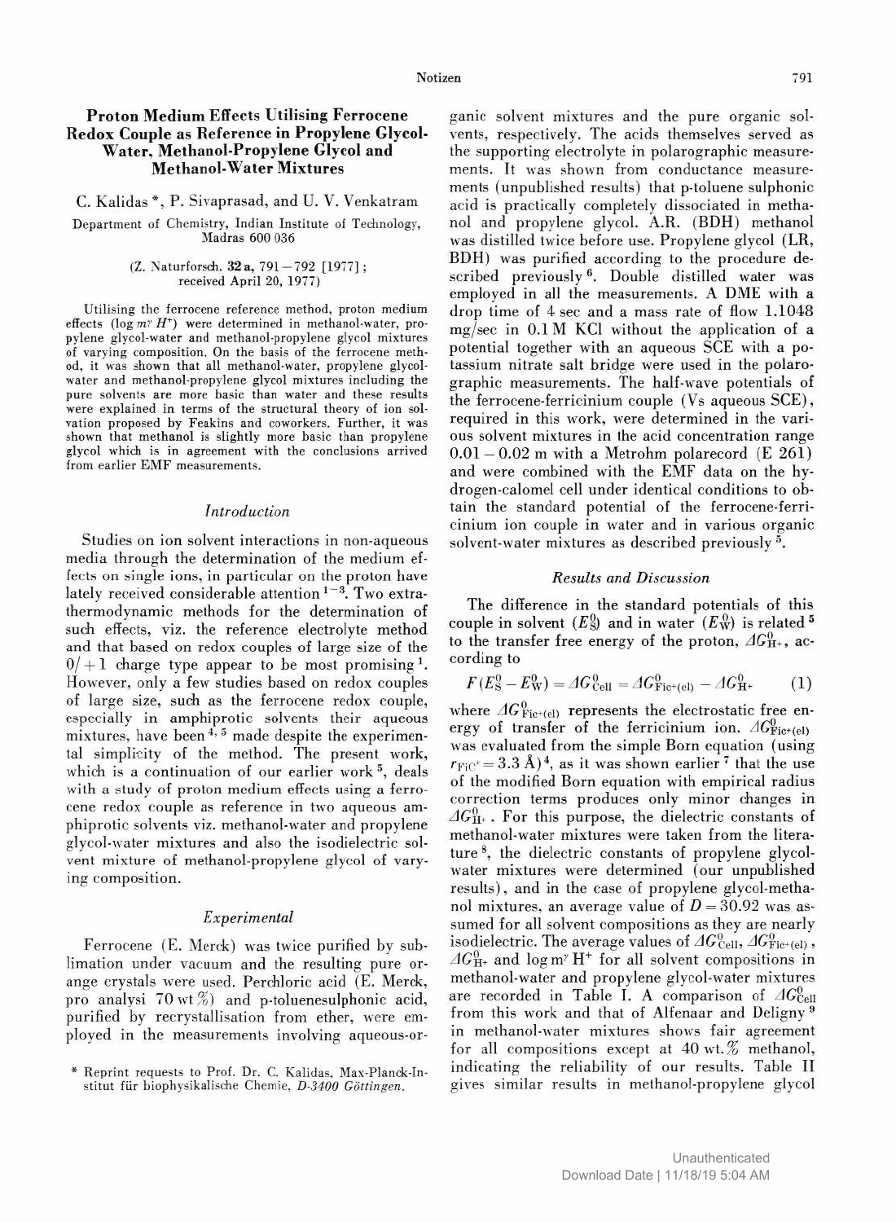# Proton Medium Effects Utilising Ferrocene Redox Couple as Reference in Propylene Glycol-Water, Methanol-Propylene Glycol and Methanol-Water Mixtures

C. Kalidas *, P. Sivaprasad, and U. V. Venkatram

Department of Chemistry, Indian Institute of Technology, Madras 600 036

(Z. Naturforsch. **32a**, 791–792 [1977]; received April 20, 1977)

Utilising the ferrocene reference method, proton medium effects ($\log m^{\gamma} H^{+}$) were determined in methanol-water, propylene glycol-water and methanol-propylene glycol mixtures of varying composition. On the basis of the ferrocene method, it was shown that all methanol-water, propylene glycol-water and methanol-propylene glycol mixtures including the pure solvents are more basic than water and these results were explained in terms of the structural theory of ion solvation proposed by Feakins and coworkers. Further, it was shown that methanol is slightly more basic than propylene glycol which is in agreement with the conclusions arrived from earlier EMF measurements.

## *Introduction*

Studies on ion solvent interactions in non-aqueous media through the determination of the medium effects on single ions, in particular on the proton have lately received considerable attention [1–3]. Two extrathermodynamic methods for the determination of such effects, viz. the reference electrolyte method and that based on redox couples of large size of the $0/+1$ charge type appear to be most promising [1]. However, only a few studies based on redox couples of large size, such as the ferrocene redox couple, especially in amphiprotic solvents their aqueous mixtures, have been [4, 5] made despite the experimental simplicity of the method. The present work, which is a continuation of our earlier work [5], deals with a study of proton medium effects using a ferrocene redox couple as reference in two aqueous amphiprotic solvents viz. methanol-water and propylene glycol-water mixtures and also the isodielectric solvent mixture of methanol-propylene glycol of varying composition.

## *Experimental*

Ferrocene (E. Merck) was twice purified by sublimation under vacuum and the resulting pure orange crystals were used. Perchloric acid (E. Merck, pro analysi 70 wt%) and p-toluenesulphonic acid, purified by recrystallisation from ether, were employed in the measurements involving aqueous-organic solvent mixtures and the pure organic solvents, respectively. The acids themselves served as the supporting electrolyte in polarographic measurements. It was shown from conductance measurements (unpublished results) that p-toluene sulphonic acid is practically completely dissociated in methanol and propylene glycol. A.R. (BDH) methanol was distilled twice before use. Propylene glycol (LR, BDH) was purified according to the procedure described previously [6]. Double distilled water was employed in all the measurements. A DME with a drop time of 4 sec and a mass rate of flow 1.1048 mg/sec in 0.1 M KCl without the application of a potential together with an aqueous SCE with a potassium nitrate salt bridge were used in the polarographic measurements. The half-wave potentials of the ferrocene-ferricinium couple (Vs aqueous SCE), required in this work, were determined in the various solvent mixtures in the acid concentration range 0.01 – 0.02 m with a Metrohm polarecord (E 261) and were combined with the EMF data on the hydrogen-calomel cell under identical conditions to obtain the standard potential of the ferrocene-ferricinium ion couple in water and in various organic solvent-water mixtures as described previously [5].

## *Results and Discussion*

The difference in the standard potentials of this couple in solvent ($E^0_{\rm S}$) and in water ($E^0_{\rm W}$) is related [5] to the transfer free energy of the proton, $\Delta G^0_{\rm H^+}$, according to

$$F(E^0_{\rm S} - E^0_{\rm W}) = \Delta G^0_{\rm Cell} = \Delta G^0_{\rm Fic^+(el)} - \Delta G^0_{\rm H^+} \qquad (1)$$

where $\Delta G^0_{\rm Fic^+(el)}$ represents the electrostatic free energy of transfer of the ferricinium ion. $\Delta G^0_{\rm Fic^+(el)}$ was evaluated from the simple Born equation (using $r_{\rm FiC^+} = 3.3$ Å)[4], as it was shown earlier [7] that the use of the modified Born equation with empirical radius correction terms produces only minor changes in $\Delta G^0_{\rm H^+}$. For this purpose, the dielectric constants of methanol-water mixtures were taken from the literature [8], the dielectric constants of propylene glycol-water mixtures were determined (our unpublished results), and in the case of propylene glycol-methanol mixtures, an average value of $D = 30.92$ was assumed for all solvent compositions as they are nearly isodielectric. The average values of $\Delta G^0_{\rm Cell}$, $\Delta G^0_{\rm Fic^+(el)}$, $\Delta G^0_{\rm H^+}$ and $\log m^{\gamma} \rm H^+$ for all solvent compositions in methanol-water and propylene glycol-water mixtures are recorded in Table I. A comparison of $\Delta G^0_{\rm Cell}$ from this work and that of Alfenaar and Deligny [9] in methanol-water mixtures shows fair agreement for all compositions except at 40 wt.% methanol, indicating the reliability of our results. Table II gives similar results in methanol-propylene glycol

---

* Reprint requests to Prof. Dr. C. Kalidas, Max-Planck-Institut für biophysikalische Chemie, *D-3400 Göttingen*.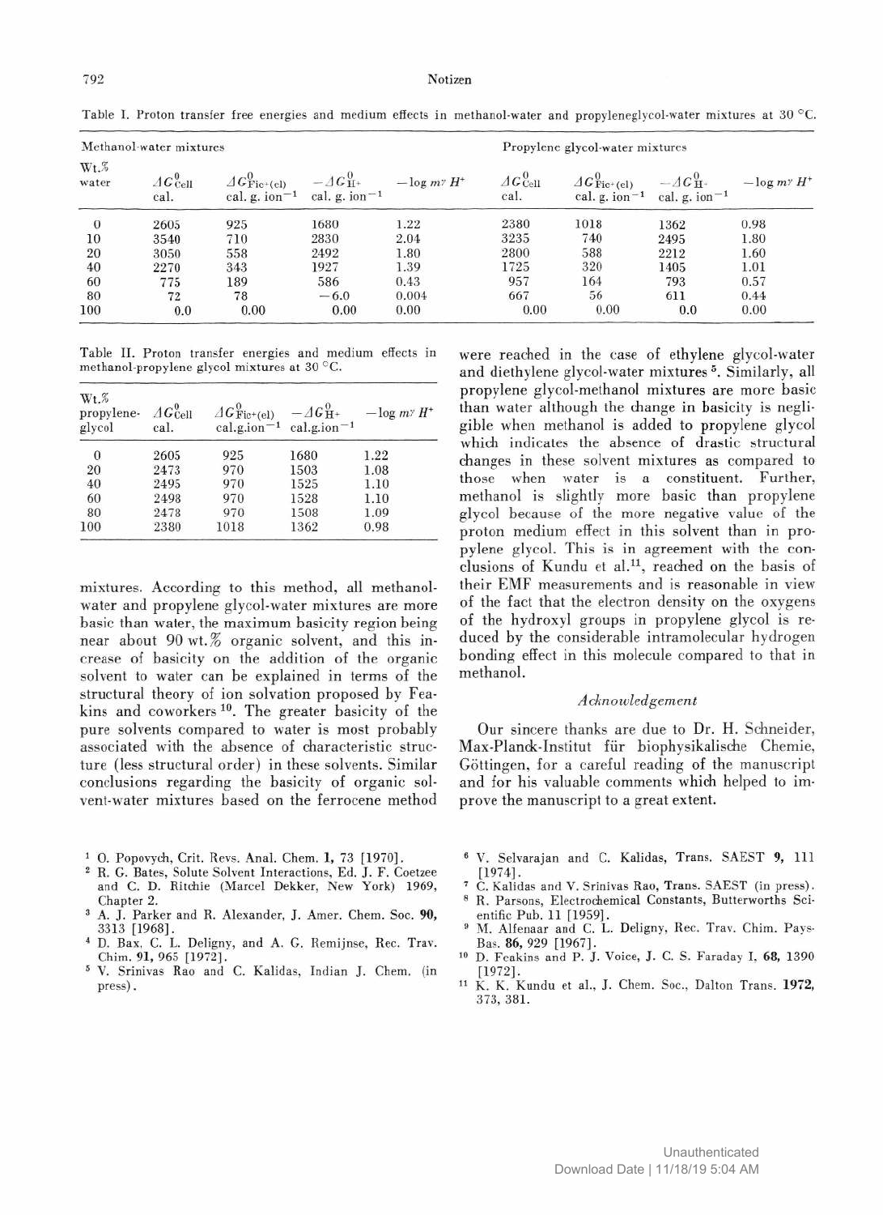Table I. Proton transfer free energies and medium effects in methanol-water and propyleneglycol-water mixtures at 30 °C.

| | Methanol-water mixtures | | | | Propylene glycol-water mixtures | | | |
|---|---|---|---|---|---|---|---|---|
| Wt.% water | $\Delta G^0_{\text{Cell}}$ cal. | $\Delta G^0_{\text{Fic}^+(\text{el})}$ cal. g. ion$^{-1}$ | $-\Delta G^0_{\text{H}^+}$ cal. g. ion$^{-1}$ | $-\log m\gamma\, H^+$ | $\Delta G^0_{\text{Cell}}$ cal. | $\Delta G^0_{\text{Fic}^+(\text{el})}$ cal. g. ion$^{-1}$ | $-\Delta G^0_{\text{H}^+}$ cal. g. ion$^{-1}$ | $-\log m\gamma\, H^+$ |
| 0 | 2605 | 925 | 1680 | 1.22 | 2380 | 1018 | 1362 | 0.98 |
| 10 | 3540 | 710 | 2830 | 2.04 | 3235 | 740 | 2495 | 1.80 |
| 20 | 3050 | 558 | 2492 | 1.80 | 2800 | 588 | 2212 | 1.60 |
| 40 | 2270 | 343 | 1927 | 1.39 | 1725 | 320 | 1405 | 1.01 |
| 60 | 775 | 189 | 586 | 0.43 | 957 | 164 | 793 | 0.57 |
| 80 | 72 | 78 | −6.0 | 0.004 | 667 | 56 | 611 | 0.44 |
| 100 | 0.0 | 0.00 | 0.00 | 0.00 | 0.00 | 0.00 | 0.0 | 0.00 |

Table II. Proton transfer energies and medium effects in methanol-propylene glycol mixtures at 30 °C.

| Wt.% propylene-glycol | $\Delta G^0_{\text{Cell}}$ cal. | $\Delta G^0_{\text{Fic}^+(\text{el})}$ cal.g.ion$^{-1}$ | $-\Delta G^0_{\text{H}^+}$ cal.g.ion$^{-1}$ | $-\log m\gamma\, H^+$ |
|---|---|---|---|---|
| 0 | 2605 | 925 | 1680 | 1.22 |
| 20 | 2473 | 970 | 1503 | 1.08 |
| 40 | 2495 | 970 | 1525 | 1.10 |
| 60 | 2498 | 970 | 1528 | 1.10 |
| 80 | 2478 | 970 | 1508 | 1.09 |
| 100 | 2380 | 1018 | 1362 | 0.98 |

mixtures. According to this method, all methanol-water and propylene glycol-water mixtures are more basic than water, the maximum basicity region being near about 90 wt.% organic solvent, and this increase of basicity on the addition of the organic solvent to water can be explained in terms of the structural theory of ion solvation proposed by Feakins and coworkers [10]. The greater basicity of the pure solvents compared to water is most probably associated with the absence of characteristic structure (less structural order) in these solvents. Similar conclusions regarding the basicity of organic solvent-water mixtures based on the ferrocene method were reached in the case of ethylene glycol-water and diethylene glycol-water mixtures [5]. Similarly, all propylene glycol-methanol mixtures are more basic than water although the change in basicity is negligible when methanol is added to propylene glycol which indicates the absence of drastic structural changes in these solvent mixtures as compared to those when water is a constituent. Further, methanol is slightly more basic than propylene glycol because of the more negative value of the proton medium effect in this solvent than in propylene glycol. This is in agreement with the conclusions of Kundu et al. [11], reached on the basis of their EMF measurements and is reasonable in view of the fact that the electron density on the oxygens of the hydroxyl groups in propylene glycol is reduced by the considerable intramolecular hydrogen bonding effect in this molecule compared to that in methanol.

*Acknowledgement*

Our sincere thanks are due to Dr. H. Schneider, Max-Planck-Institut für biophysikalische Chemie, Göttingen, for a careful reading of the manuscript and for his valuable comments which helped to improve the manuscript to a great extent.

[1] O. Popovych, Crit. Revs. Anal. Chem. **1,** 73 [1970].

[2] R. G. Bates, Solute Solvent Interactions, Ed. J. F. Coetzee and C. D. Ritchie (Marcel Dekker, New York) 1969, Chapter 2.

[3] A. J. Parker and R. Alexander, J. Amer. Chem. Soc. **90,** 3313 [1968].

[4] D. Bax, C. L. Deligny, and A. G. Remijnse, Rec. Trav. Chim. **91,** 965 [1972].

[5] V. Srinivas Rao and C. Kalidas, Indian J. Chem. (in press).

[6] V. Selvarajan and C. Kalidas, Trans. SAEST **9,** 111 [1974].

[7] C. Kalidas and V. Srinivas Rao, Trans. SAEST (in press).

[8] R. Parsons, Electrochemical Constants, Butterworths Scientific Pub. 11 [1959].

[9] M. Alfenaar and C. L. Deligny, Rec. Trav. Chim. Pays-Bas. **86,** 929 [1967].

[10] D. Feakins and P. J. Voice, J. C. S. Faraday I, **68,** 1390 [1972].

[11] K. K. Kundu et al., J. Chem. Soc., Dalton Trans. **1972,** 373, 381.